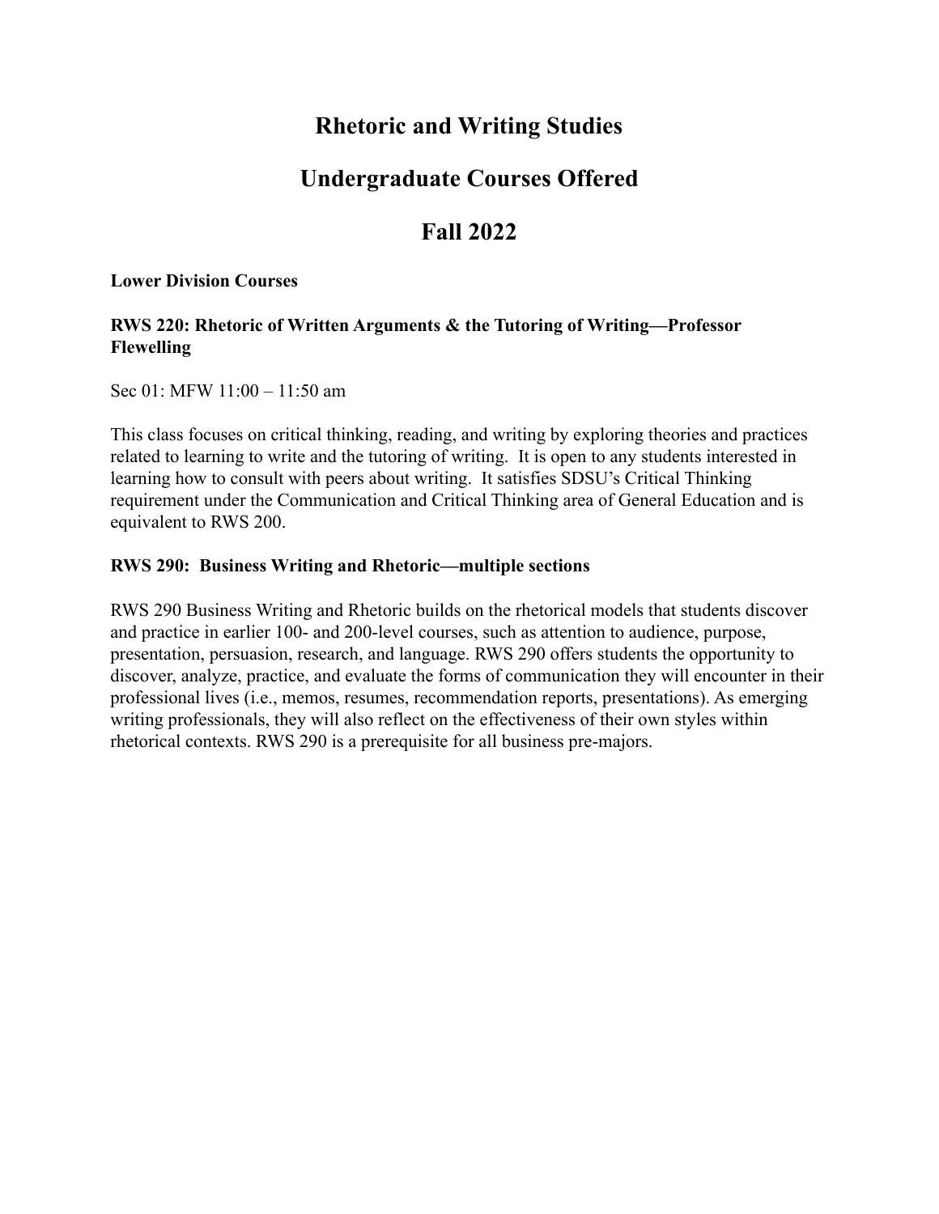# Rhetoric and Writing Studies

# Undergraduate Courses Offered

# Fall 2022

**Lower Division Courses**

### RWS 220: Rhetoric of Written Arguments & the Tutoring of Writing—Professor Flewelling

Sec 01: MFW 11:00 – 11:50 am

This class focuses on critical thinking, reading, and writing by exploring theories and practices related to learning to write and the tutoring of writing. It is open to any students interested in learning how to consult with peers about writing. It satisfies SDSU's Critical Thinking requirement under the Communication and Critical Thinking area of General Education and is equivalent to RWS 200.

### RWS 290: Business Writing and Rhetoric—multiple sections

RWS 290 Business Writing and Rhetoric builds on the rhetorical models that students discover and practice in earlier 100- and 200-level courses, such as attention to audience, purpose, presentation, persuasion, research, and language. RWS 290 offers students the opportunity to discover, analyze, practice, and evaluate the forms of communication they will encounter in their professional lives (i.e., memos, resumes, recommendation reports, presentations). As emerging writing professionals, they will also reflect on the effectiveness of their own styles within rhetorical contexts. RWS 290 is a prerequisite for all business pre-majors.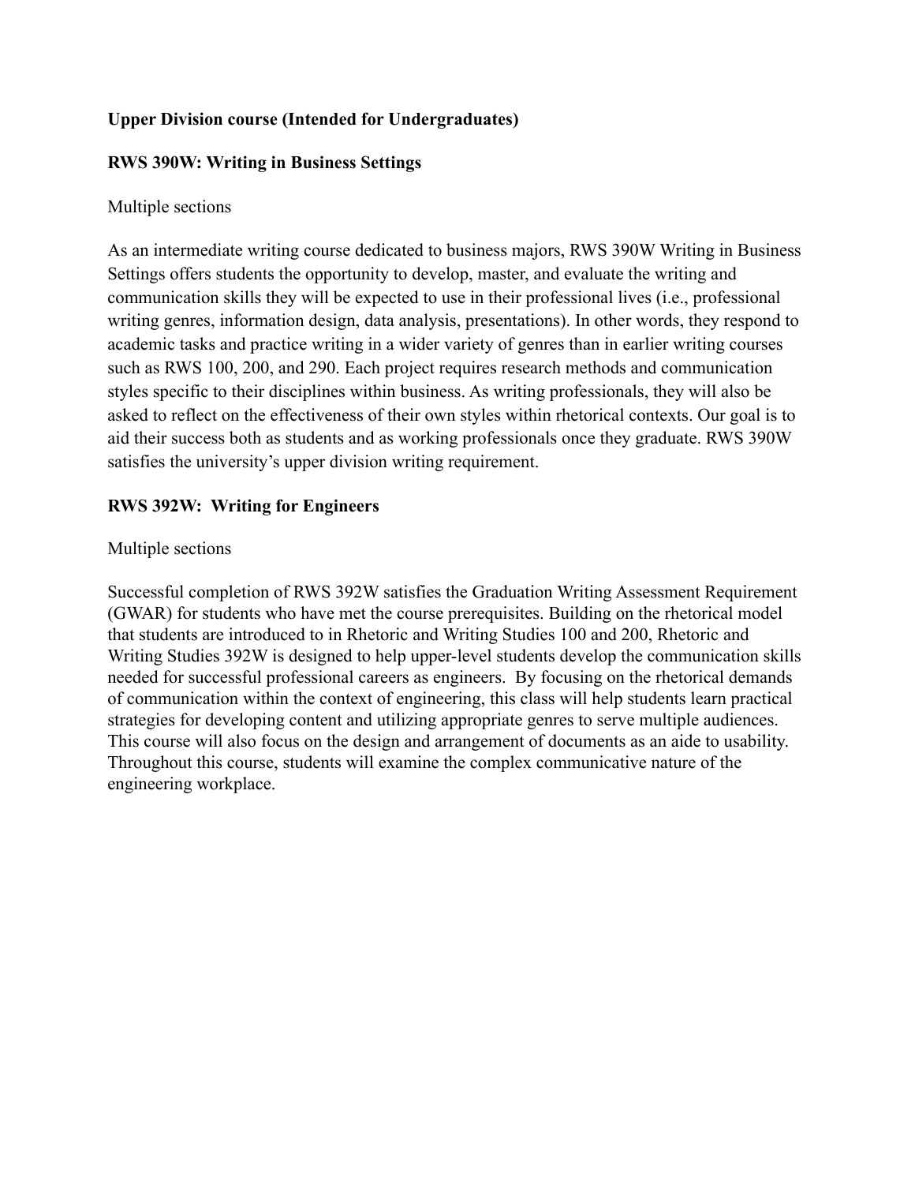**Upper Division course (Intended for Undergraduates)**

**RWS 390W: Writing in Business Settings**

Multiple sections

As an intermediate writing course dedicated to business majors, RWS 390W Writing in Business Settings offers students the opportunity to develop, master, and evaluate the writing and communication skills they will be expected to use in their professional lives (i.e., professional writing genres, information design, data analysis, presentations). In other words, they respond to academic tasks and practice writing in a wider variety of genres than in earlier writing courses such as RWS 100, 200, and 290. Each project requires research methods and communication styles specific to their disciplines within business. As writing professionals, they will also be asked to reflect on the effectiveness of their own styles within rhetorical contexts. Our goal is to aid their success both as students and as working professionals once they graduate. RWS 390W satisfies the university's upper division writing requirement.

**RWS 392W: Writing for Engineers**

Multiple sections

Successful completion of RWS 392W satisfies the Graduation Writing Assessment Requirement (GWAR) for students who have met the course prerequisites. Building on the rhetorical model that students are introduced to in Rhetoric and Writing Studies 100 and 200, Rhetoric and Writing Studies 392W is designed to help upper-level students develop the communication skills needed for successful professional careers as engineers. By focusing on the rhetorical demands of communication within the context of engineering, this class will help students learn practical strategies for developing content and utilizing appropriate genres to serve multiple audiences. This course will also focus on the design and arrangement of documents as an aide to usability. Throughout this course, students will examine the complex communicative nature of the engineering workplace.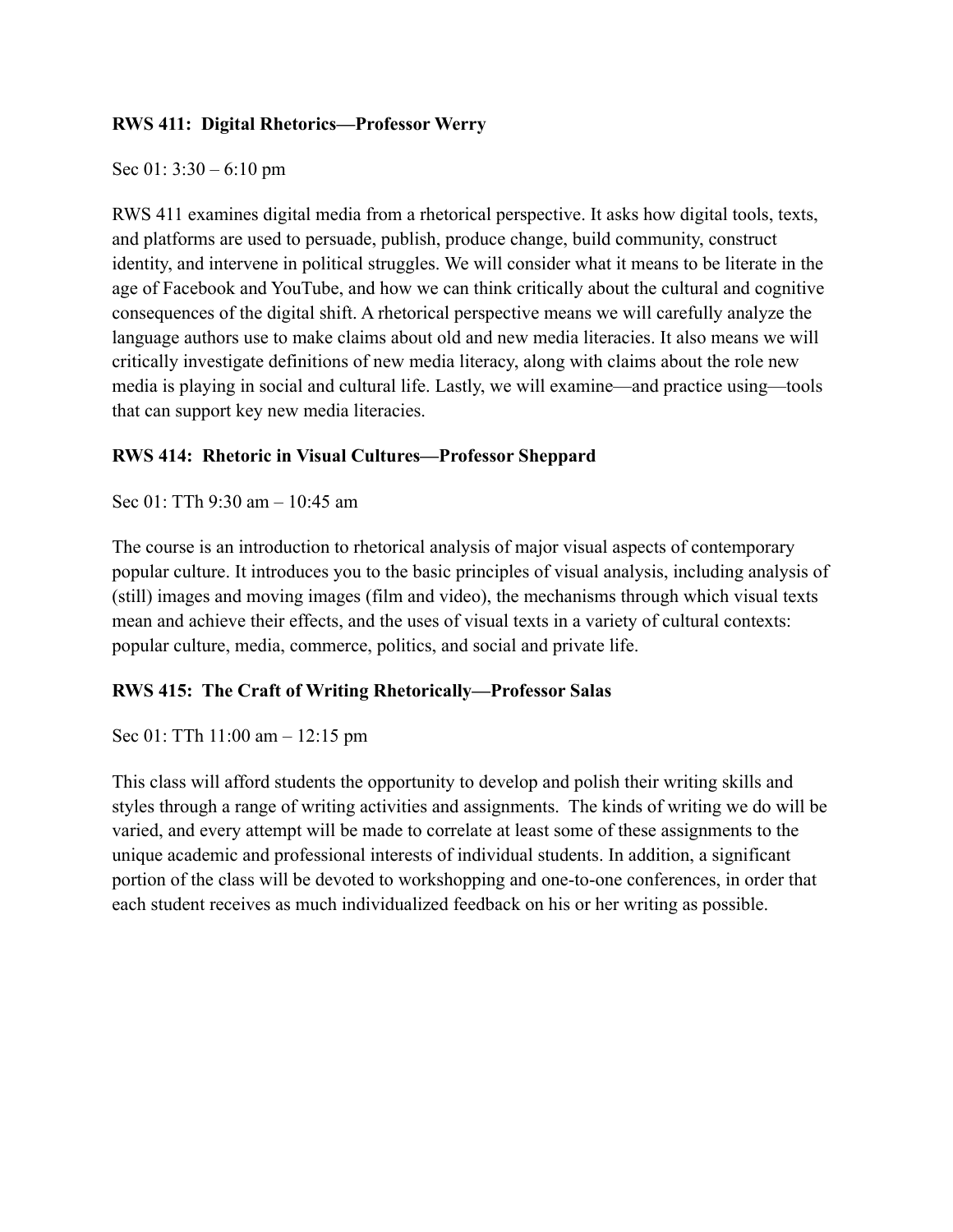**RWS 411: Digital Rhetorics—Professor Werry**

Sec 01: 3:30 – 6:10 pm

RWS 411 examines digital media from a rhetorical perspective. It asks how digital tools, texts, and platforms are used to persuade, publish, produce change, build community, construct identity, and intervene in political struggles. We will consider what it means to be literate in the age of Facebook and YouTube, and how we can think critically about the cultural and cognitive consequences of the digital shift. A rhetorical perspective means we will carefully analyze the language authors use to make claims about old and new media literacies. It also means we will critically investigate definitions of new media literacy, along with claims about the role new media is playing in social and cultural life. Lastly, we will examine—and practice using—tools that can support key new media literacies.

**RWS 414: Rhetoric in Visual Cultures—Professor Sheppard**

Sec 01: TTh 9:30 am – 10:45 am

The course is an introduction to rhetorical analysis of major visual aspects of contemporary popular culture. It introduces you to the basic principles of visual analysis, including analysis of (still) images and moving images (film and video), the mechanisms through which visual texts mean and achieve their effects, and the uses of visual texts in a variety of cultural contexts: popular culture, media, commerce, politics, and social and private life.

**RWS 415: The Craft of Writing Rhetorically—Professor Salas**

Sec 01: TTh 11:00 am – 12:15 pm

This class will afford students the opportunity to develop and polish their writing skills and styles through a range of writing activities and assignments. The kinds of writing we do will be varied, and every attempt will be made to correlate at least some of these assignments to the unique academic and professional interests of individual students. In addition, a significant portion of the class will be devoted to workshopping and one-to-one conferences, in order that each student receives as much individualized feedback on his or her writing as possible.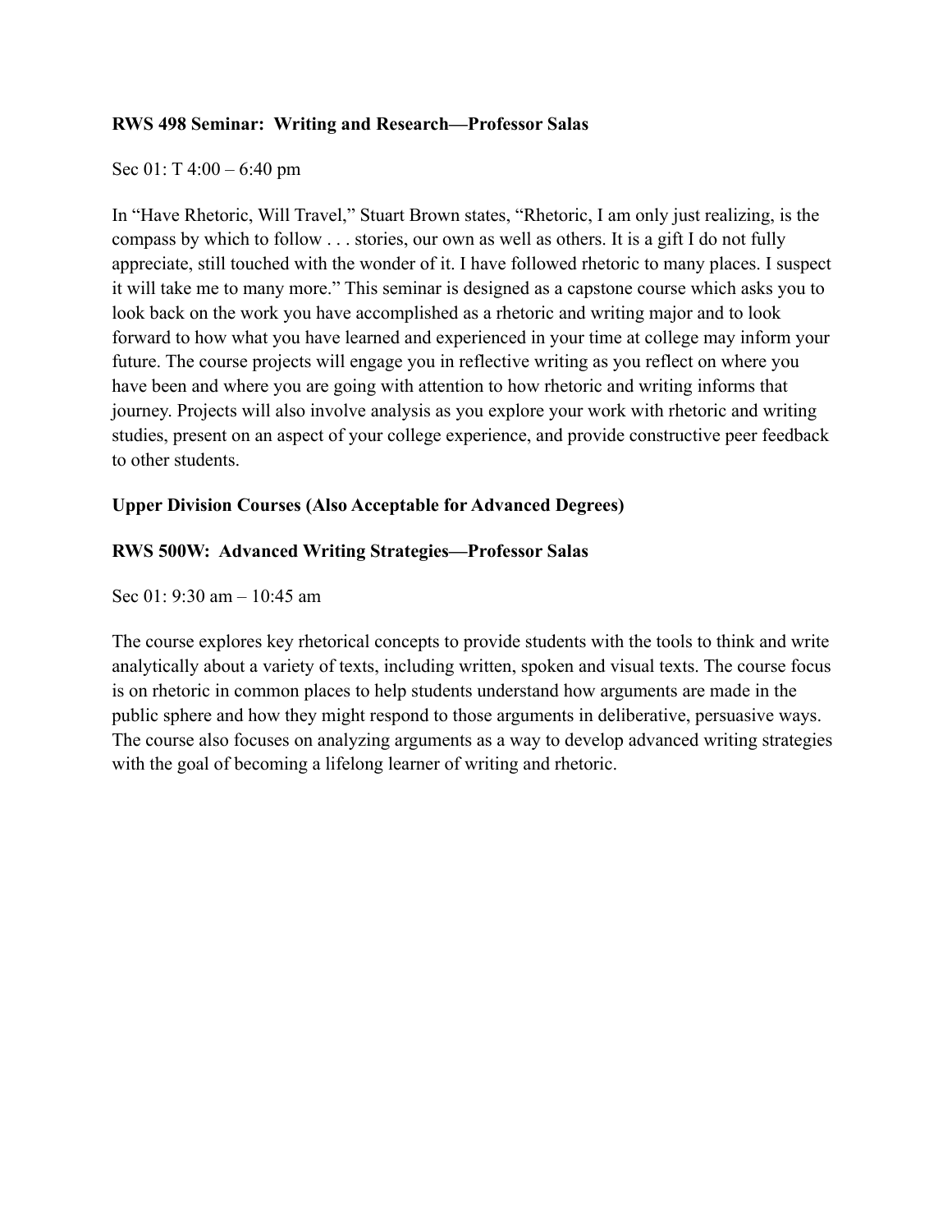**RWS 498 Seminar: Writing and Research—Professor Salas**

Sec 01: T 4:00 – 6:40 pm

In "Have Rhetoric, Will Travel," Stuart Brown states, "Rhetoric, I am only just realizing, is the compass by which to follow . . . stories, our own as well as others. It is a gift I do not fully appreciate, still touched with the wonder of it. I have followed rhetoric to many places. I suspect it will take me to many more." This seminar is designed as a capstone course which asks you to look back on the work you have accomplished as a rhetoric and writing major and to look forward to how what you have learned and experienced in your time at college may inform your future. The course projects will engage you in reflective writing as you reflect on where you have been and where you are going with attention to how rhetoric and writing informs that journey. Projects will also involve analysis as you explore your work with rhetoric and writing studies, present on an aspect of your college experience, and provide constructive peer feedback to other students.

**Upper Division Courses (Also Acceptable for Advanced Degrees)**

**RWS 500W: Advanced Writing Strategies—Professor Salas**

Sec 01: 9:30 am – 10:45 am

The course explores key rhetorical concepts to provide students with the tools to think and write analytically about a variety of texts, including written, spoken and visual texts. The course focus is on rhetoric in common places to help students understand how arguments are made in the public sphere and how they might respond to those arguments in deliberative, persuasive ways. The course also focuses on analyzing arguments as a way to develop advanced writing strategies with the goal of becoming a lifelong learner of writing and rhetoric.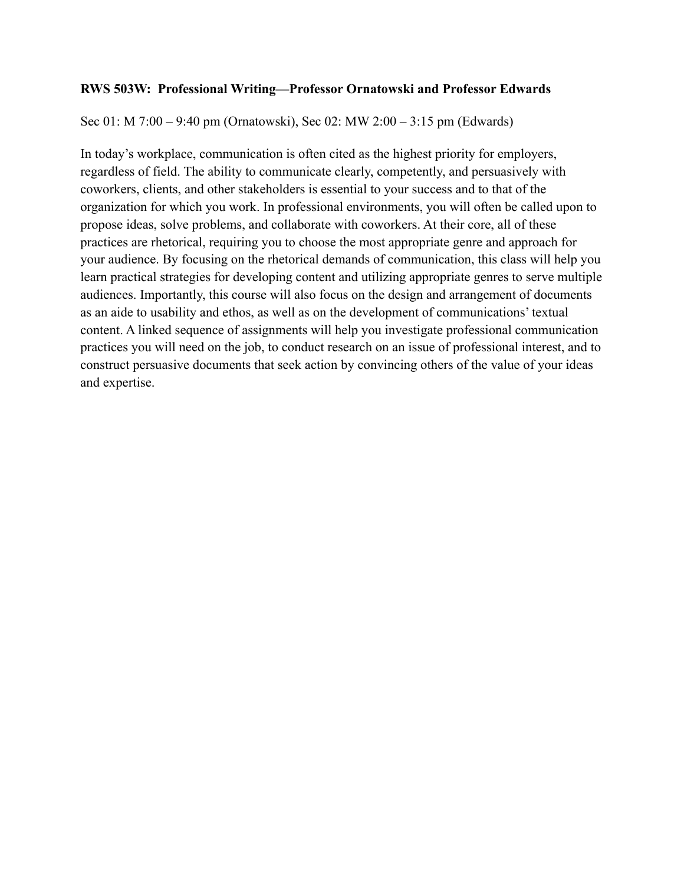**RWS 503W: Professional Writing—Professor Ornatowski and Professor Edwards**

Sec 01: M 7:00 – 9:40 pm (Ornatowski), Sec 02: MW 2:00 – 3:15 pm (Edwards)

In today's workplace, communication is often cited as the highest priority for employers, regardless of field. The ability to communicate clearly, competently, and persuasively with coworkers, clients, and other stakeholders is essential to your success and to that of the organization for which you work. In professional environments, you will often be called upon to propose ideas, solve problems, and collaborate with coworkers. At their core, all of these practices are rhetorical, requiring you to choose the most appropriate genre and approach for your audience. By focusing on the rhetorical demands of communication, this class will help you learn practical strategies for developing content and utilizing appropriate genres to serve multiple audiences. Importantly, this course will also focus on the design and arrangement of documents as an aide to usability and ethos, as well as on the development of communications' textual content. A linked sequence of assignments will help you investigate professional communication practices you will need on the job, to conduct research on an issue of professional interest, and to construct persuasive documents that seek action by convincing others of the value of your ideas and expertise.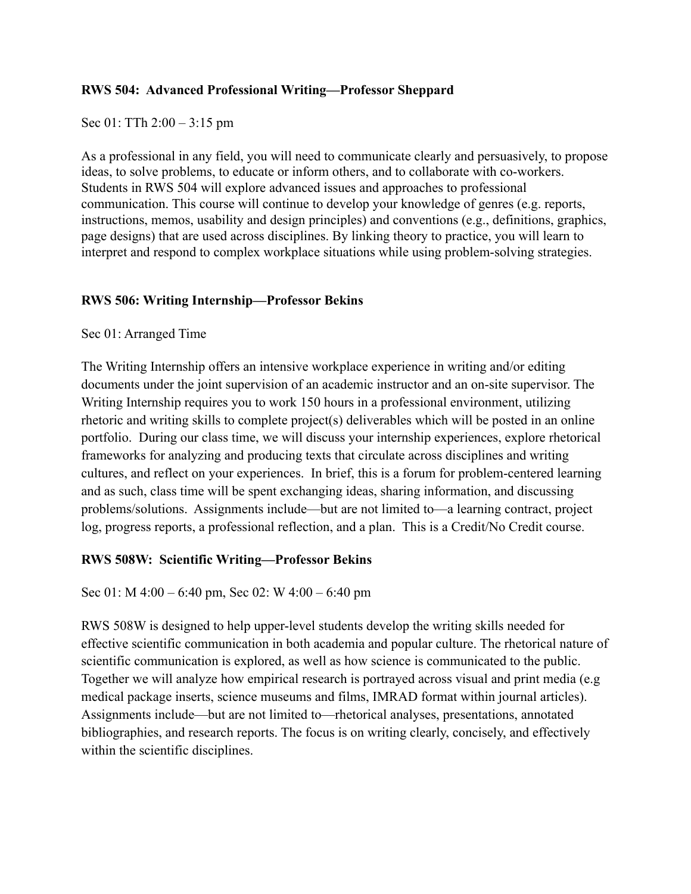**RWS 504: Advanced Professional Writing—Professor Sheppard**

Sec 01: TTh 2:00 – 3:15 pm

As a professional in any field, you will need to communicate clearly and persuasively, to propose ideas, to solve problems, to educate or inform others, and to collaborate with co-workers. Students in RWS 504 will explore advanced issues and approaches to professional communication. This course will continue to develop your knowledge of genres (e.g. reports, instructions, memos, usability and design principles) and conventions (e.g., definitions, graphics, page designs) that are used across disciplines. By linking theory to practice, you will learn to interpret and respond to complex workplace situations while using problem-solving strategies.

**RWS 506: Writing Internship—Professor Bekins**

Sec 01: Arranged Time

The Writing Internship offers an intensive workplace experience in writing and/or editing documents under the joint supervision of an academic instructor and an on-site supervisor. The Writing Internship requires you to work 150 hours in a professional environment, utilizing rhetoric and writing skills to complete project(s) deliverables which will be posted in an online portfolio. During our class time, we will discuss your internship experiences, explore rhetorical frameworks for analyzing and producing texts that circulate across disciplines and writing cultures, and reflect on your experiences. In brief, this is a forum for problem-centered learning and as such, class time will be spent exchanging ideas, sharing information, and discussing problems/solutions. Assignments include—but are not limited to—a learning contract, project log, progress reports, a professional reflection, and a plan. This is a Credit/No Credit course.

**RWS 508W: Scientific Writing—Professor Bekins**

Sec 01: M 4:00 – 6:40 pm, Sec 02: W 4:00 – 6:40 pm

RWS 508W is designed to help upper-level students develop the writing skills needed for effective scientific communication in both academia and popular culture. The rhetorical nature of scientific communication is explored, as well as how science is communicated to the public. Together we will analyze how empirical research is portrayed across visual and print media (e.g medical package inserts, science museums and films, IMRAD format within journal articles). Assignments include—but are not limited to—rhetorical analyses, presentations, annotated bibliographies, and research reports. The focus is on writing clearly, concisely, and effectively within the scientific disciplines.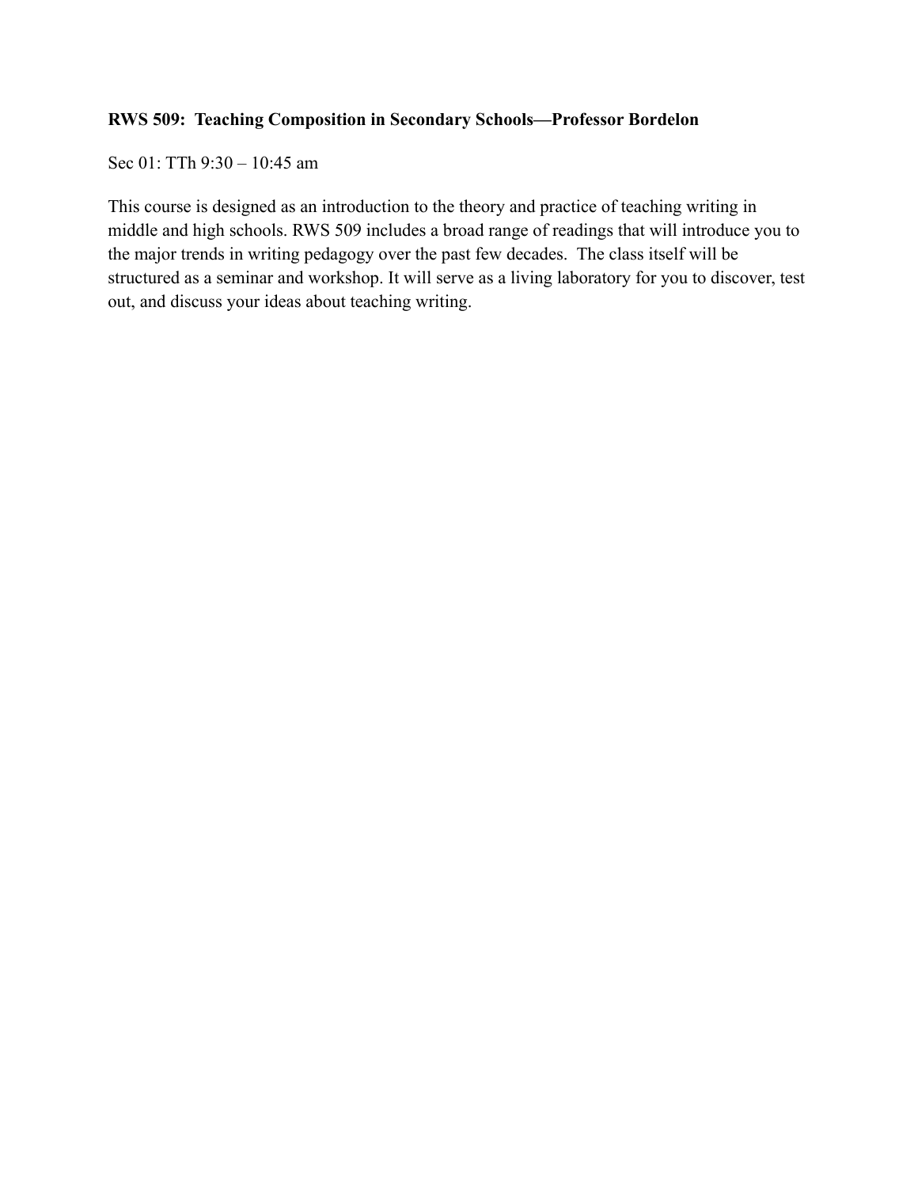**RWS 509: Teaching Composition in Secondary Schools—Professor Bordelon**

Sec 01: TTh 9:30 – 10:45 am

This course is designed as an introduction to the theory and practice of teaching writing in middle and high schools. RWS 509 includes a broad range of readings that will introduce you to the major trends in writing pedagogy over the past few decades. The class itself will be structured as a seminar and workshop. It will serve as a living laboratory for you to discover, test out, and discuss your ideas about teaching writing.